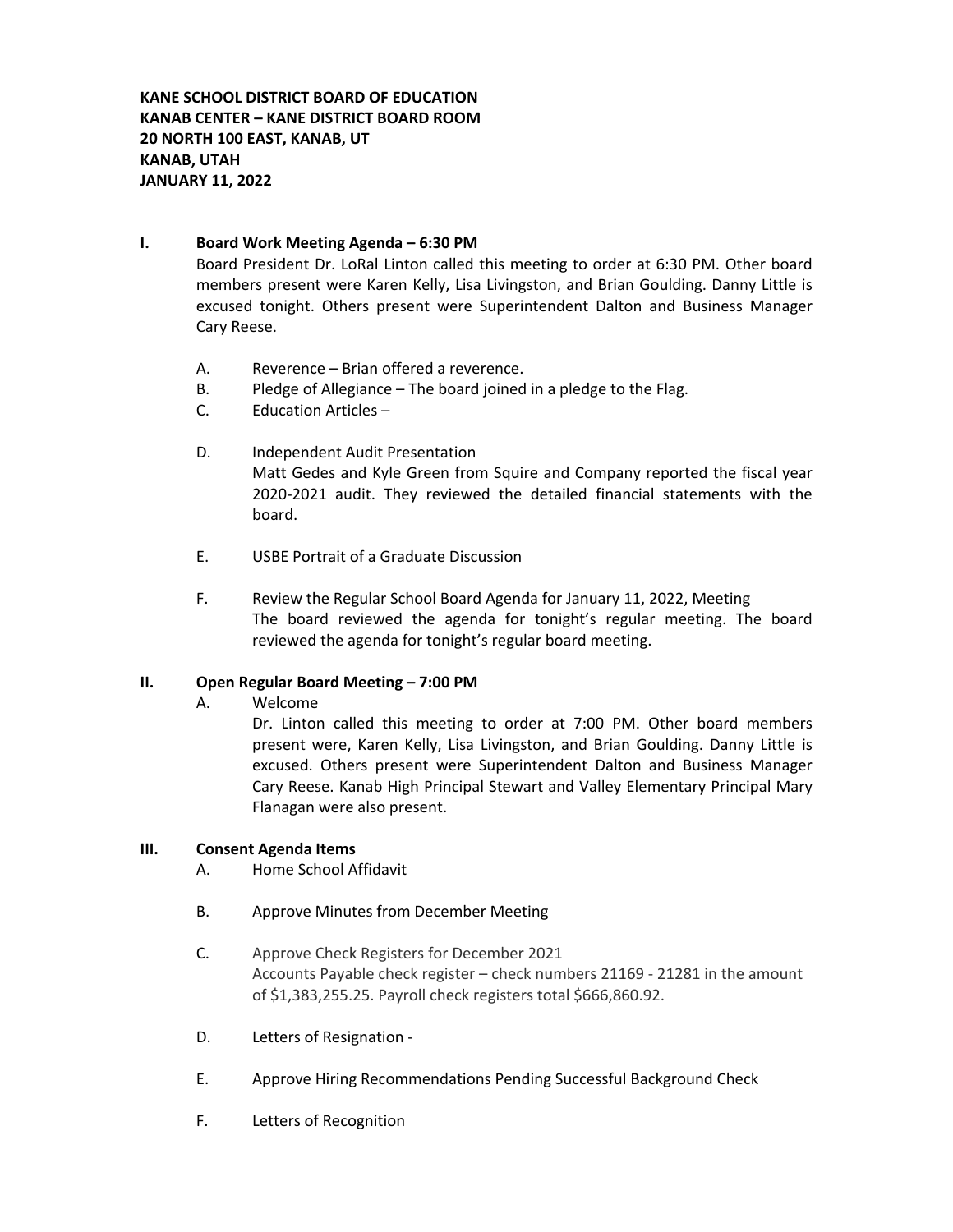**KANE SCHOOL DISTRICT BOARD OF EDUCATION**
**KANAB CENTER – KANE DISTRICT BOARD ROOM**
**20 NORTH 100 EAST, KANAB, UT**
**KANAB, UTAH**
**JANUARY 11, 2022**

## I. Board Work Meeting Agenda – 6:30 PM

Board President Dr. LoRal Linton called this meeting to order at 6:30 PM. Other board members present were Karen Kelly, Lisa Livingston, and Brian Goulding. Danny Little is excused tonight. Others present were Superintendent Dalton and Business Manager Cary Reese.

A. Reverence – Brian offered a reverence.

B. Pledge of Allegiance – The board joined in a pledge to the Flag.

C. Education Articles –

D. Independent Audit Presentation
Matt Gedes and Kyle Green from Squire and Company reported the fiscal year 2020-2021 audit. They reviewed the detailed financial statements with the board.

E. USBE Portrait of a Graduate Discussion

F. Review the Regular School Board Agenda for January 11, 2022, Meeting
The board reviewed the agenda for tonight's regular meeting. The board reviewed the agenda for tonight's regular board meeting.

## II. Open Regular Board Meeting – 7:00 PM

A. Welcome
Dr. Linton called this meeting to order at 7:00 PM. Other board members present were, Karen Kelly, Lisa Livingston, and Brian Goulding. Danny Little is excused. Others present were Superintendent Dalton and Business Manager Cary Reese. Kanab High Principal Stewart and Valley Elementary Principal Mary Flanagan were also present.

## III. Consent Agenda Items

A. Home School Affidavit

B. Approve Minutes from December Meeting

C. Approve Check Registers for December 2021
Accounts Payable check register – check numbers 21169 - 21281 in the amount of $1,383,255.25. Payroll check registers total $666,860.92.

D. Letters of Resignation -

E. Approve Hiring Recommendations Pending Successful Background Check

F. Letters of Recognition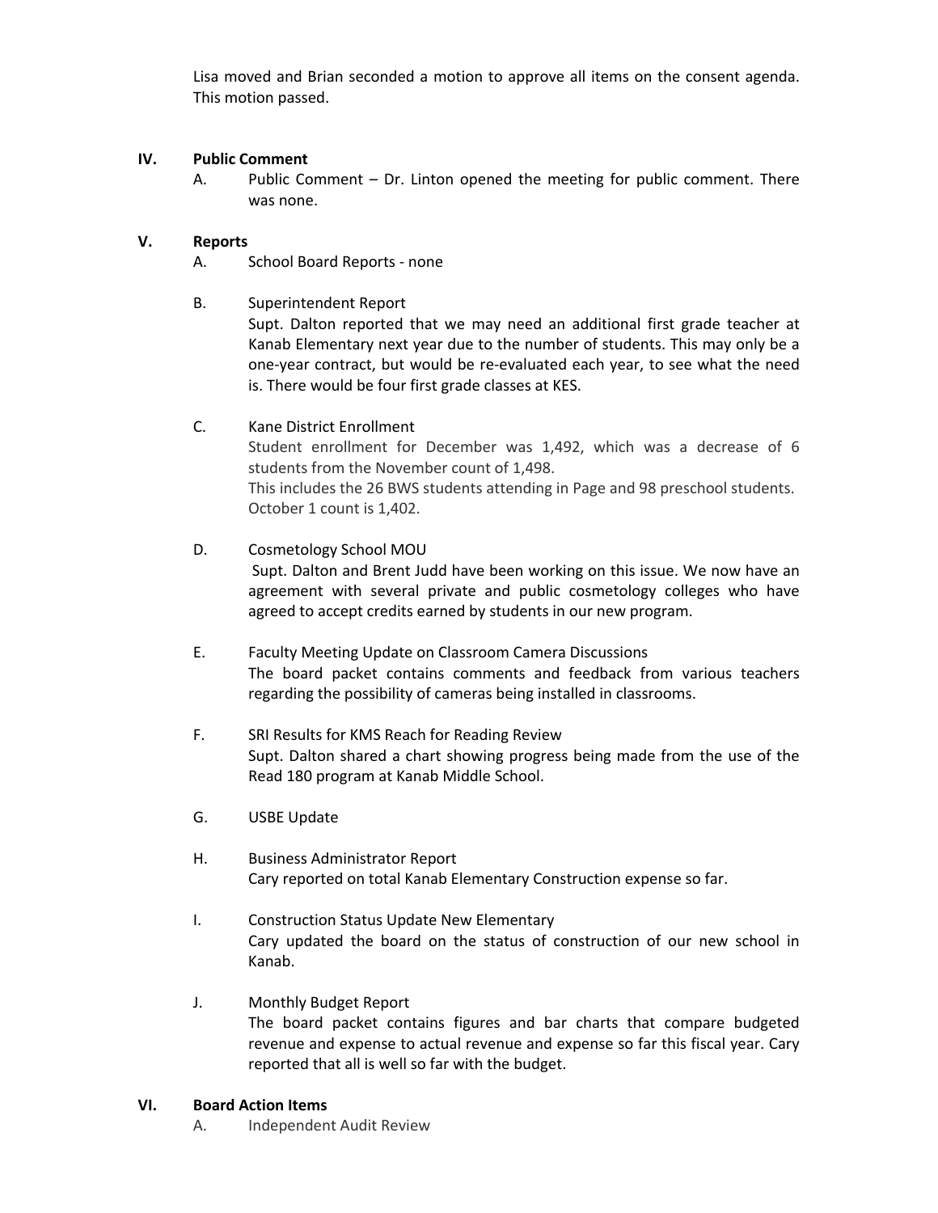Lisa moved and Brian seconded a motion to approve all items on the consent agenda. This motion passed.

## IV. Public Comment

A. Public Comment – Dr. Linton opened the meeting for public comment. There was none.

## V. Reports

A. School Board Reports - none

B. Superintendent Report

Supt. Dalton reported that we may need an additional first grade teacher at Kanab Elementary next year due to the number of students. This may only be a one-year contract, but would be re-evaluated each year, to see what the need is. There would be four first grade classes at KES.

C. Kane District Enrollment

Student enrollment for December was 1,492, which was a decrease of 6 students from the November count of 1,498.

This includes the 26 BWS students attending in Page and 98 preschool students.

October 1 count is 1,402.

D. Cosmetology School MOU

Supt. Dalton and Brent Judd have been working on this issue. We now have an agreement with several private and public cosmetology colleges who have agreed to accept credits earned by students in our new program.

E. Faculty Meeting Update on Classroom Camera Discussions

The board packet contains comments and feedback from various teachers regarding the possibility of cameras being installed in classrooms.

F. SRI Results for KMS Reach for Reading Review

Supt. Dalton shared a chart showing progress being made from the use of the Read 180 program at Kanab Middle School.

G. USBE Update

H. Business Administrator Report

Cary reported on total Kanab Elementary Construction expense so far.

I. Construction Status Update New Elementary

Cary updated the board on the status of construction of our new school in Kanab.

J. Monthly Budget Report

The board packet contains figures and bar charts that compare budgeted revenue and expense to actual revenue and expense so far this fiscal year. Cary reported that all is well so far with the budget.

## VI. Board Action Items

A. Independent Audit Review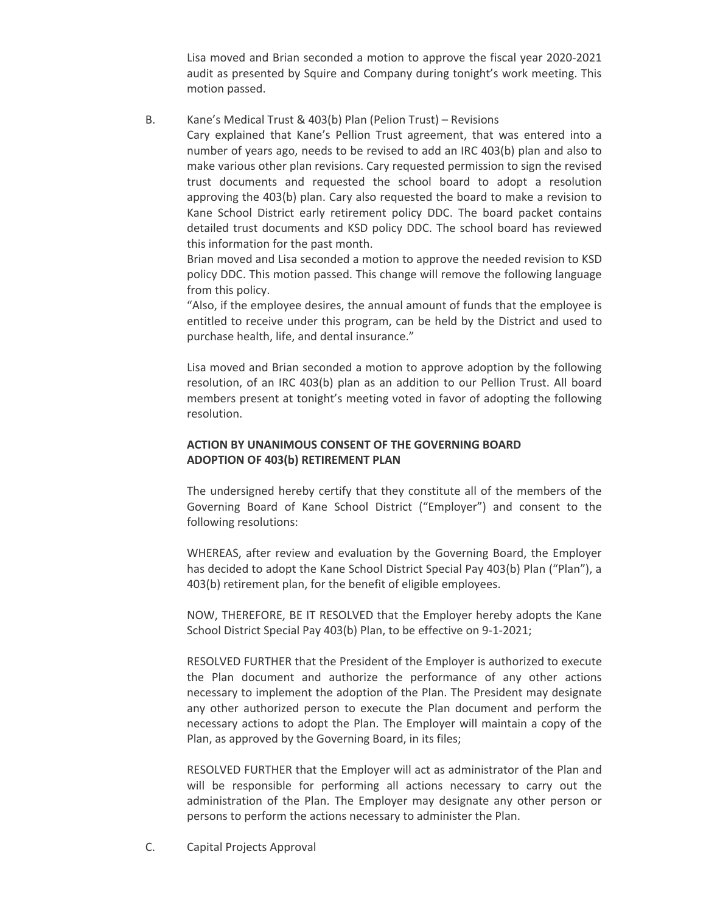Lisa moved and Brian seconded a motion to approve the fiscal year 2020-2021 audit as presented by Squire and Company during tonight's work meeting. This motion passed.

B. Kane's Medical Trust & 403(b) Plan (Pelion Trust) – Revisions

Cary explained that Kane's Pellion Trust agreement, that was entered into a number of years ago, needs to be revised to add an IRC 403(b) plan and also to make various other plan revisions. Cary requested permission to sign the revised trust documents and requested the school board to adopt a resolution approving the 403(b) plan. Cary also requested the board to make a revision to Kane School District early retirement policy DDC. The board packet contains detailed trust documents and KSD policy DDC. The school board has reviewed this information for the past month.

Brian moved and Lisa seconded a motion to approve the needed revision to KSD policy DDC. This motion passed. This change will remove the following language from this policy.

"Also, if the employee desires, the annual amount of funds that the employee is entitled to receive under this program, can be held by the District and used to purchase health, life, and dental insurance."

Lisa moved and Brian seconded a motion to approve adoption by the following resolution, of an IRC 403(b) plan as an addition to our Pellion Trust. All board members present at tonight's meeting voted in favor of adopting the following resolution.

**ACTION BY UNANIMOUS CONSENT OF THE GOVERNING BOARD**
**ADOPTION OF 403(b) RETIREMENT PLAN**

The undersigned hereby certify that they constitute all of the members of the Governing Board of Kane School District ("Employer") and consent to the following resolutions:

WHEREAS, after review and evaluation by the Governing Board, the Employer has decided to adopt the Kane School District Special Pay 403(b) Plan ("Plan"), a 403(b) retirement plan, for the benefit of eligible employees.

NOW, THEREFORE, BE IT RESOLVED that the Employer hereby adopts the Kane School District Special Pay 403(b) Plan, to be effective on 9-1-2021;

RESOLVED FURTHER that the President of the Employer is authorized to execute the Plan document and authorize the performance of any other actions necessary to implement the adoption of the Plan. The President may designate any other authorized person to execute the Plan document and perform the necessary actions to adopt the Plan. The Employer will maintain a copy of the Plan, as approved by the Governing Board, in its files;

RESOLVED FURTHER that the Employer will act as administrator of the Plan and will be responsible for performing all actions necessary to carry out the administration of the Plan. The Employer may designate any other person or persons to perform the actions necessary to administer the Plan.

C. Capital Projects Approval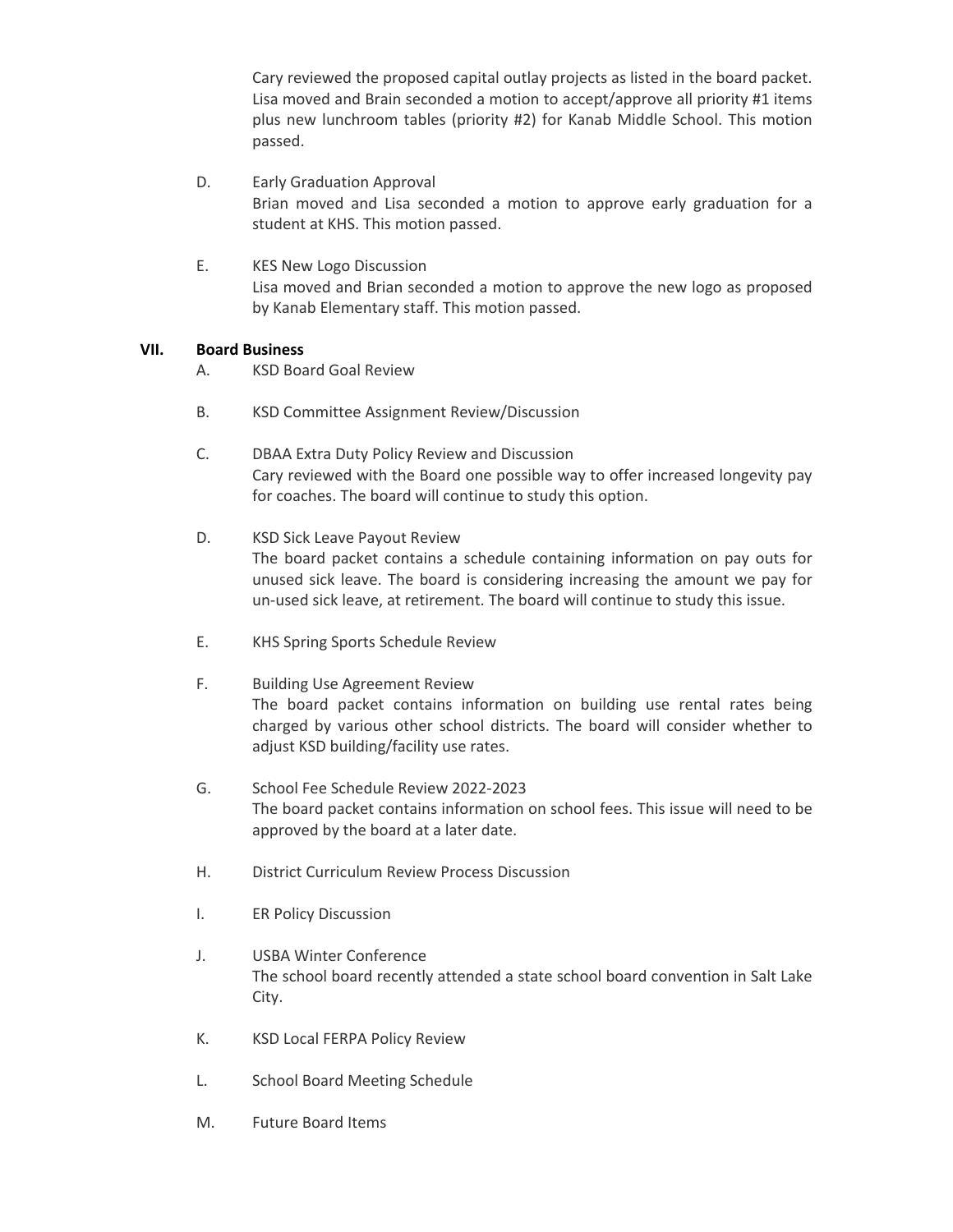Cary reviewed the proposed capital outlay projects as listed in the board packet. Lisa moved and Brain seconded a motion to accept/approve all priority #1 items plus new lunchroom tables (priority #2) for Kanab Middle School. This motion passed.

D. Early Graduation Approval
Brian moved and Lisa seconded a motion to approve early graduation for a student at KHS. This motion passed.

E. KES New Logo Discussion
Lisa moved and Brian seconded a motion to approve the new logo as proposed by Kanab Elementary staff. This motion passed.

**VII. Board Business**

A. KSD Board Goal Review

B. KSD Committee Assignment Review/Discussion

C. DBAA Extra Duty Policy Review and Discussion
Cary reviewed with the Board one possible way to offer increased longevity pay for coaches. The board will continue to study this option.

D. KSD Sick Leave Payout Review
The board packet contains a schedule containing information on pay outs for unused sick leave. The board is considering increasing the amount we pay for un-used sick leave, at retirement. The board will continue to study this issue.

E. KHS Spring Sports Schedule Review

F. Building Use Agreement Review
The board packet contains information on building use rental rates being charged by various other school districts. The board will consider whether to adjust KSD building/facility use rates.

G. School Fee Schedule Review 2022-2023
The board packet contains information on school fees. This issue will need to be approved by the board at a later date.

H. District Curriculum Review Process Discussion

I. ER Policy Discussion

J. USBA Winter Conference
The school board recently attended a state school board convention in Salt Lake City.

K. KSD Local FERPA Policy Review

L. School Board Meeting Schedule

M. Future Board Items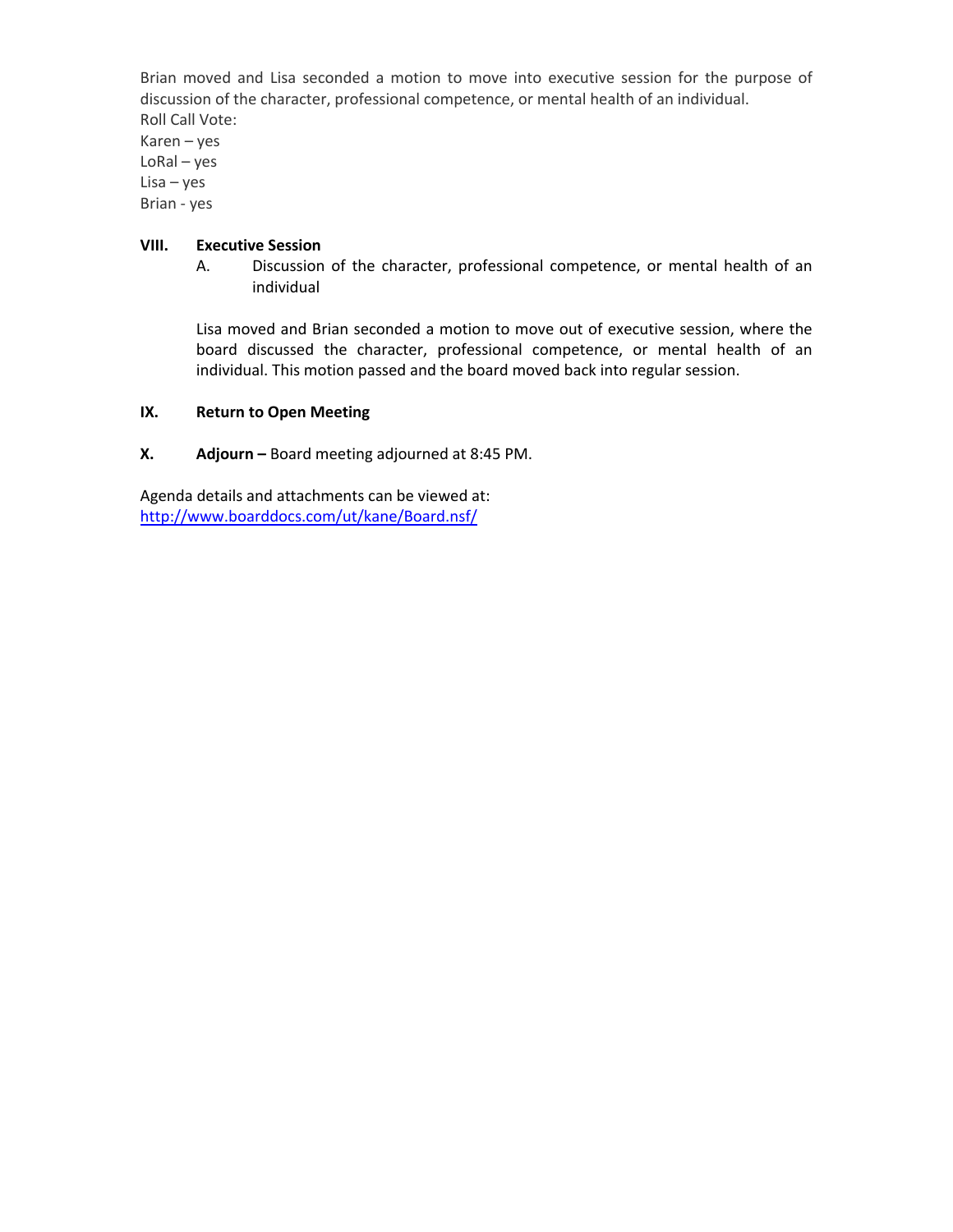Brian moved and Lisa seconded a motion to move into executive session for the purpose of discussion of the character, professional competence, or mental health of an individual.
Roll Call Vote:
Karen – yes
LoRal – yes
Lisa – yes
Brian - yes

## VIII. Executive Session

A. Discussion of the character, professional competence, or mental health of an individual

Lisa moved and Brian seconded a motion to move out of executive session, where the board discussed the character, professional competence, or mental health of an individual. This motion passed and the board moved back into regular session.

## IX. Return to Open Meeting

## X. Adjourn – Board meeting adjourned at 8:45 PM.

Agenda details and attachments can be viewed at:
http://www.boarddocs.com/ut/kane/Board.nsf/